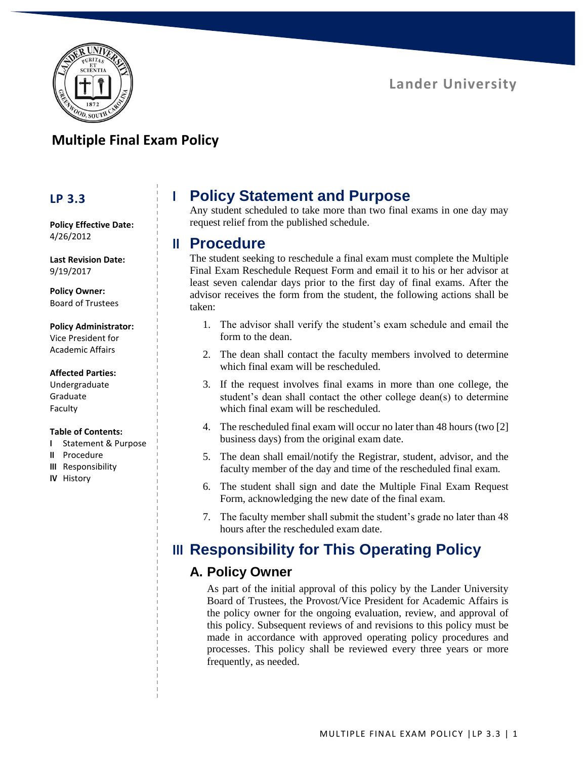Lander University

# Multiple Final Exam Policy

**LP 3.3**

**Policy Effective Date:**
4/26/2012

**Last Revision Date:**
9/19/2017

**Policy Owner:**
Board of Trustees

**Policy Administrator:**
Vice President for Academic Affairs

**Affected Parties:**
Undergraduate
Graduate
Faculty

**Table of Contents:**
- **I** Statement & Purpose
- **II** Procedure
- **III** Responsibility
- **IV** History

## I Policy Statement and Purpose

Any student scheduled to take more than two final exams in one day may request relief from the published schedule.

## II Procedure

The student seeking to reschedule a final exam must complete the Multiple Final Exam Reschedule Request Form and email it to his or her advisor at least seven calendar days prior to the first day of final exams. After the advisor receives the form from the student, the following actions shall be taken:

1. The advisor shall verify the student's exam schedule and email the form to the dean.
2. The dean shall contact the faculty members involved to determine which final exam will be rescheduled.
3. If the request involves final exams in more than one college, the student's dean shall contact the other college dean(s) to determine which final exam will be rescheduled.
4. The rescheduled final exam will occur no later than 48 hours (two [2] business days) from the original exam date.
5. The dean shall email/notify the Registrar, student, advisor, and the faculty member of the day and time of the rescheduled final exam.
6. The student shall sign and date the Multiple Final Exam Request Form, acknowledging the new date of the final exam.
7. The faculty member shall submit the student's grade no later than 48 hours after the rescheduled exam date.

## III Responsibility for This Operating Policy

### A. Policy Owner

As part of the initial approval of this policy by the Lander University Board of Trustees, the Provost/Vice President for Academic Affairs is the policy owner for the ongoing evaluation, review, and approval of this policy. Subsequent reviews of and revisions to this policy must be made in accordance with approved operating policy procedures and processes. This policy shall be reviewed every three years or more frequently, as needed.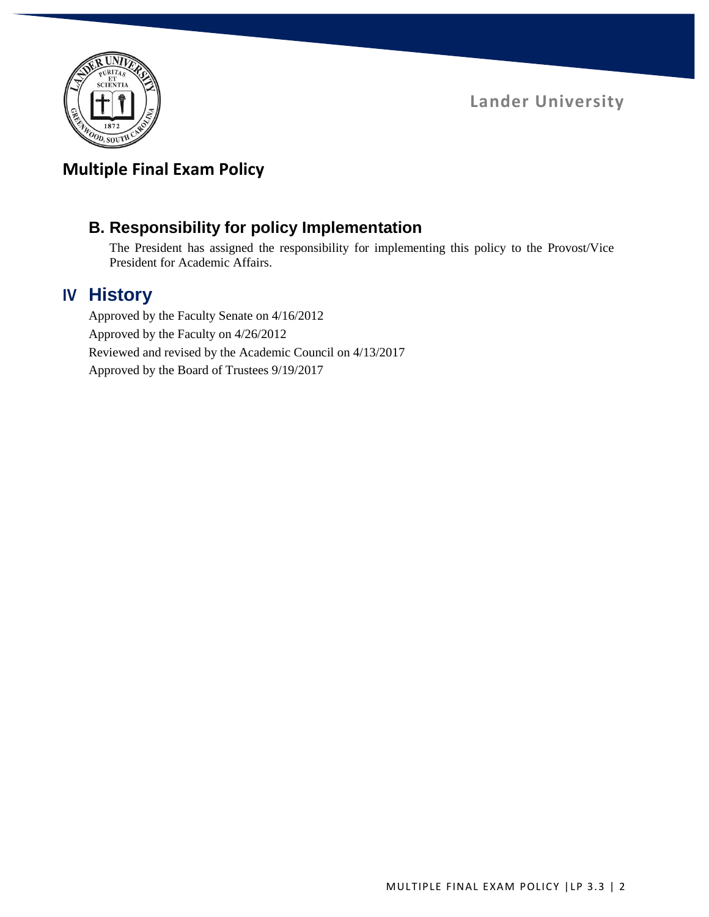### B. Responsibility for policy Implementation

The President has assigned the responsibility for implementing this policy to the Provost/Vice President for Academic Affairs.

## IV History

Approved by the Faculty Senate on 4/16/2012

Approved by the Faculty on 4/26/2012

Reviewed and revised by the Academic Council on 4/13/2017

Approved by the Board of Trustees 9/19/2017